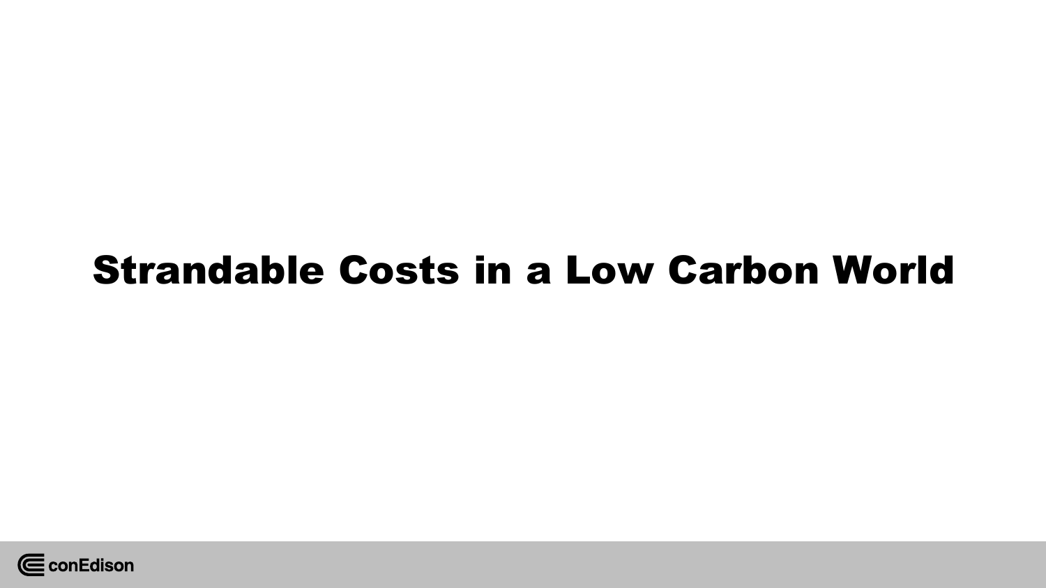# Strandable Costs in a Low Carbon World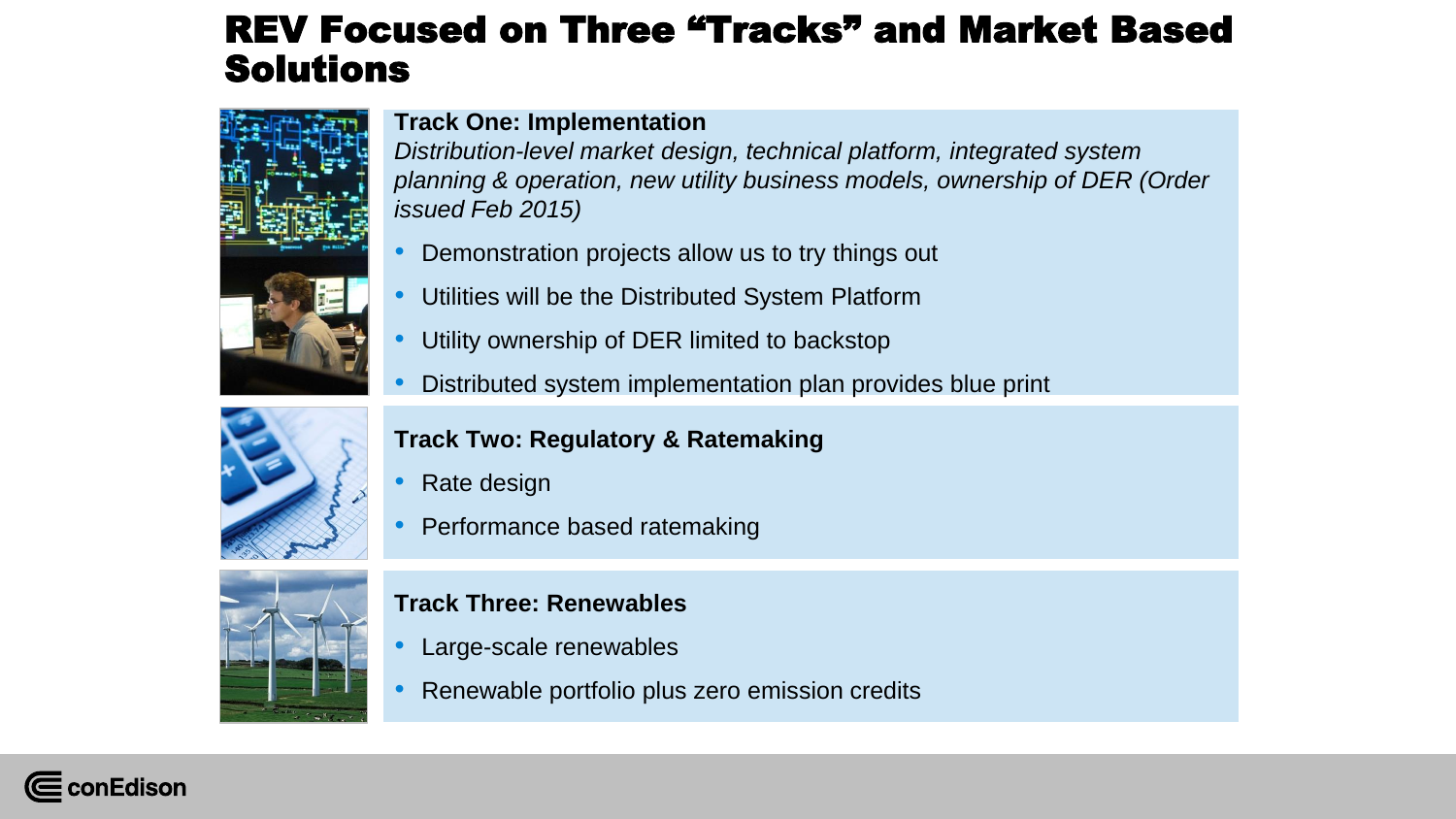# REV Focused on Three "Tracks" and Market Based Solutions

**Track One: Implementation**

*Distribution-level market design, technical platform, integrated system planning & operation, new utility business models, ownership of DER (Order issued Feb 2015)*

- Demonstration projects allow us to try things out
- Utilities will be the Distributed System Platform
- Utility ownership of DER limited to backstop
- Distributed system implementation plan provides blue print

**Track Two: Regulatory & Ratemaking**

- Rate design
- Performance based ratemaking

**Track Three: Renewables**

- Large-scale renewables
- Renewable portfolio plus zero emission credits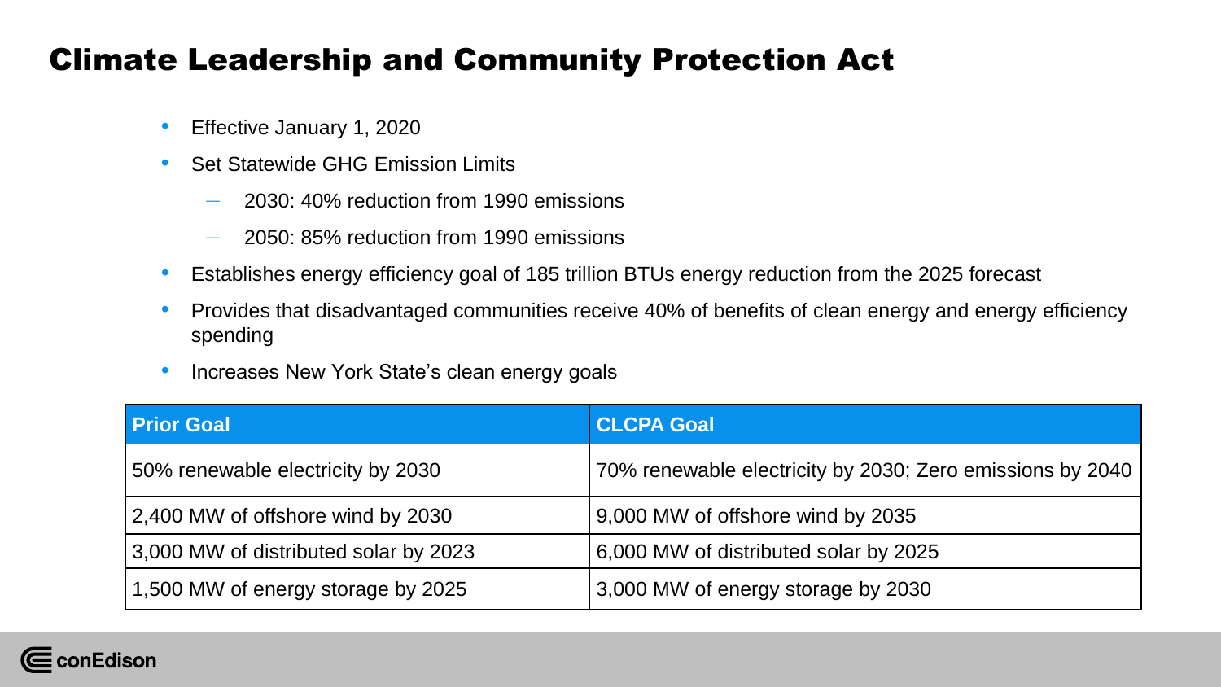# Climate Leadership and Community Protection Act

- Effective January 1, 2020
- Set Statewide GHG Emission Limits
  - 2030: 40% reduction from 1990 emissions
  - 2050: 85% reduction from 1990 emissions
- Establishes energy efficiency goal of 185 trillion BTUs energy reduction from the 2025 forecast
- Provides that disadvantaged communities receive 40% of benefits of clean energy and energy efficiency spending
- Increases New York State's clean energy goals

| Prior Goal | CLCPA Goal |
| --- | --- |
| 50% renewable electricity by 2030 | 70% renewable electricity by 2030; Zero emissions by 2040 |
| 2,400 MW of offshore wind by 2030 | 9,000 MW of offshore wind by 2035 |
| 3,000 MW of distributed solar by 2023 | 6,000 MW of distributed solar by 2025 |
| 1,500 MW of energy storage by 2025 | 3,000 MW of energy storage by 2030 |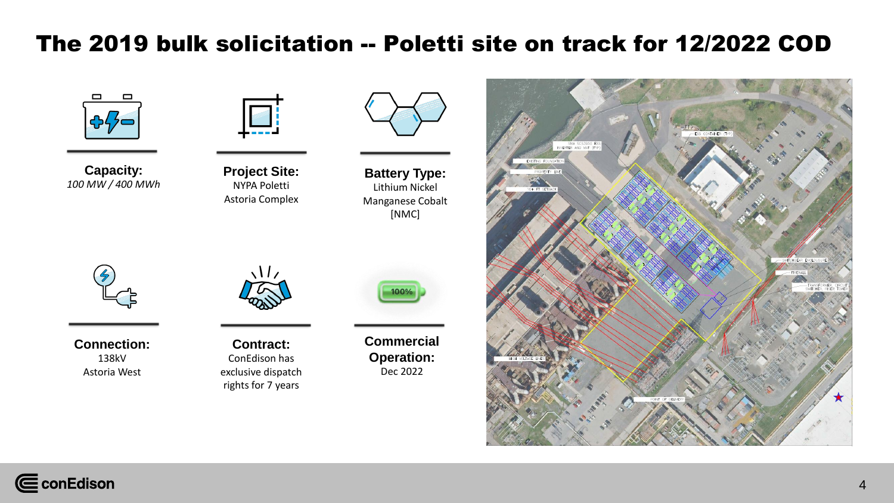# The 2019 bulk solicitation -- Poletti site on track for 12/2022 COD

**Capacity:**
*100 MW / 400 MWh*

**Project Site:**
NYPA Poletti
Astoria Complex

**Battery Type:**
Lithium Nickel
Manganese Cobalt
[NMC]

**Connection:**
138kV
Astoria West

**Contract:**
ConEdison has
exclusive dispatch
rights for 7 years

**Commercial Operation:**
Dec 2022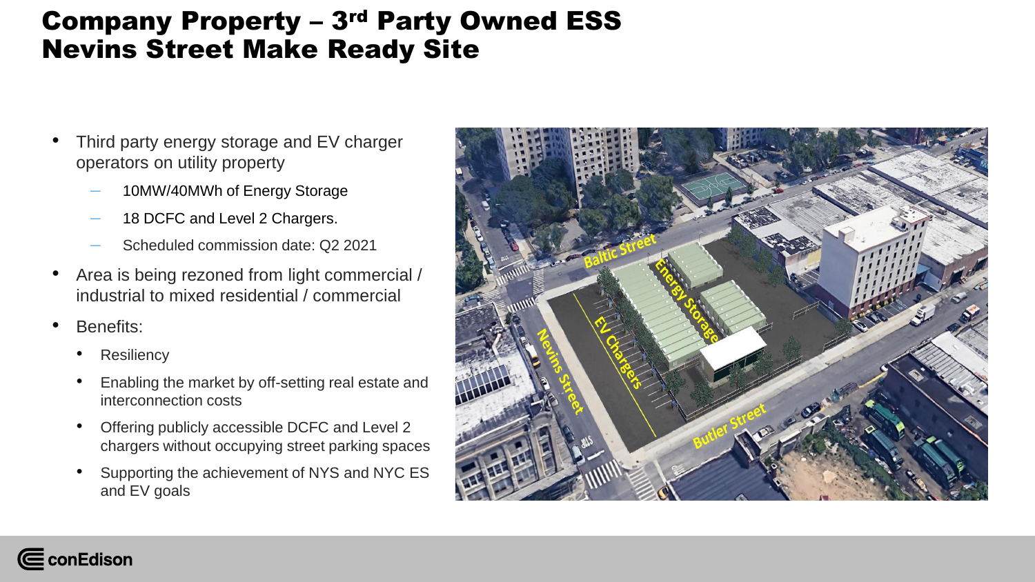# Company Property – 3rd Party Owned ESS
# Nevins Street Make Ready Site

- Third party energy storage and EV charger operators on utility property
  - 10MW/40MWh of Energy Storage
  - 18 DCFC and Level 2 Chargers.
  - Scheduled commission date: Q2 2021
- Area is being rezoned from light commercial / industrial to mixed residential / commercial
- Benefits:
  - Resiliency
  - Enabling the market by off-setting real estate and interconnection costs
  - Offering publicly accessible DCFC and Level 2 chargers without occupying street parking spaces
  - Supporting the achievement of NYS and NYC ES and EV goals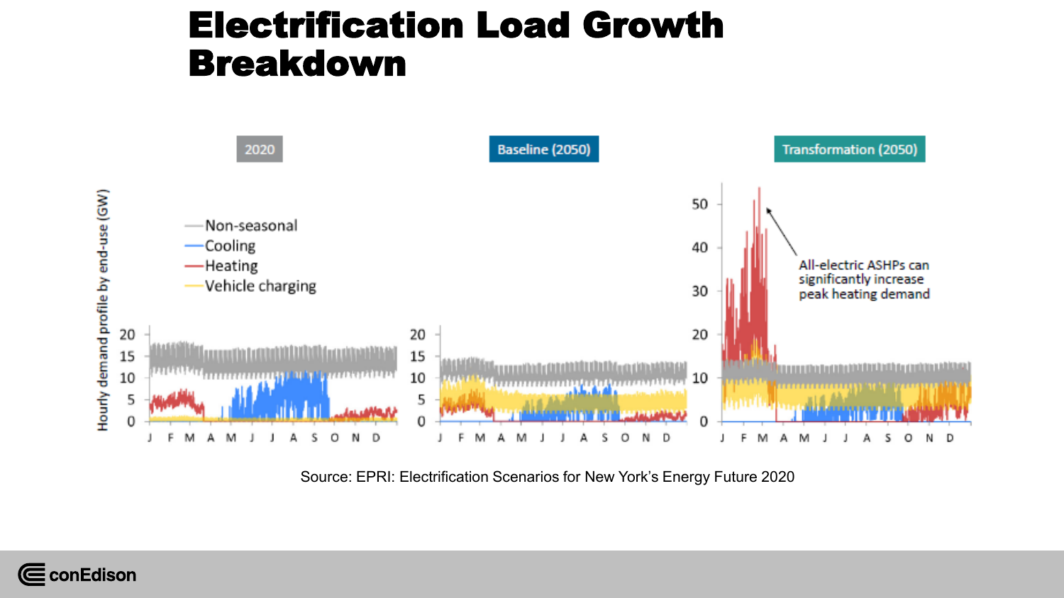# Electrification Load Growth Breakdown

2020

Baseline (2050)

Transformation (2050)

Hourly demand profile by end-use (GW)

Non-seasonal
Cooling
Heating
Vehicle charging

20
15
10
5
0

J F M A M J J A S O N D

50
40
30
20
10
0

All-electric ASHPs can significantly increase peak heating demand

Source: EPRI: Electrification Scenarios for New York's Energy Future 2020